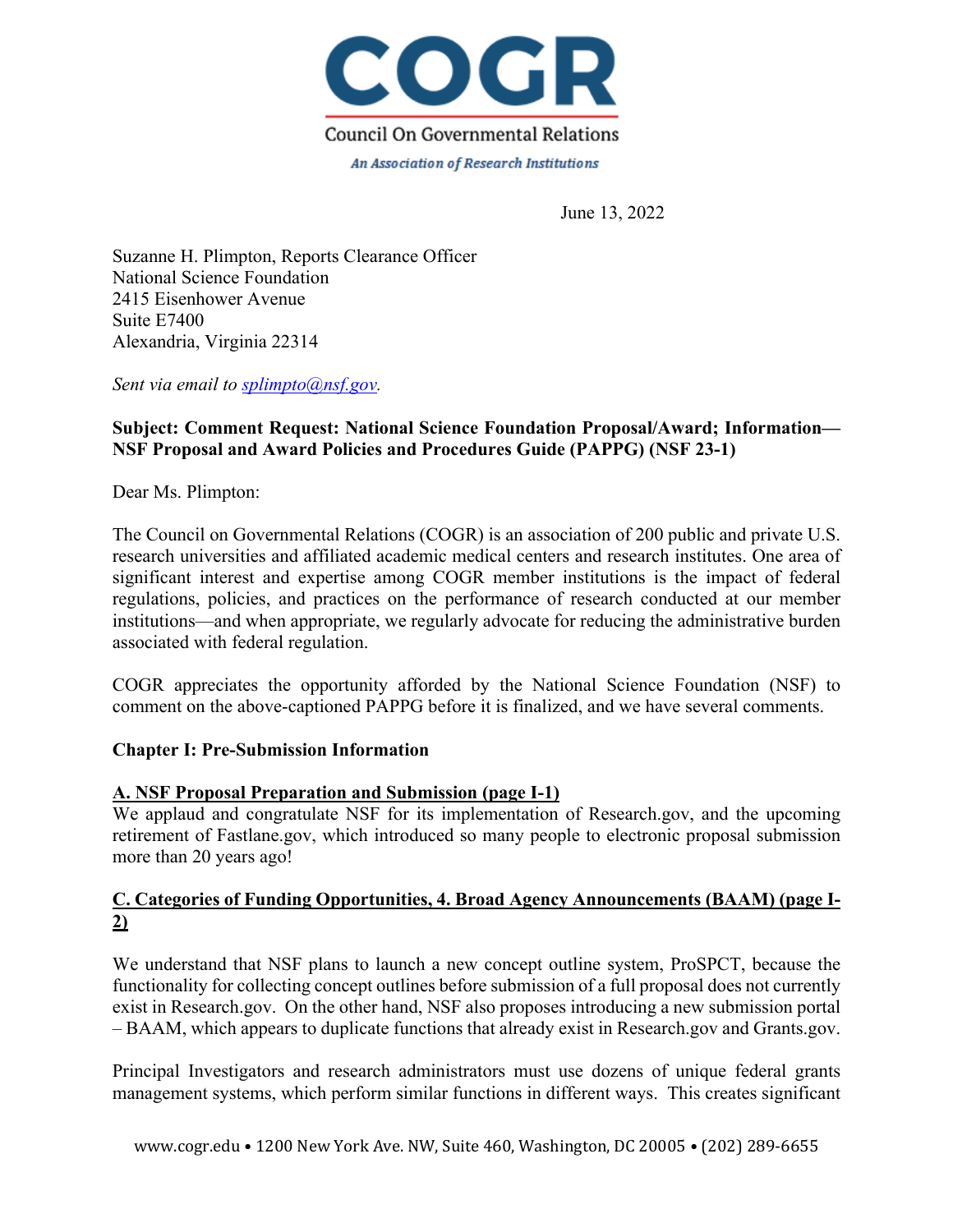# COGR

Council On Governmental Relations

*An Association of Research Institutions*

June 13, 2022

Suzanne H. Plimpton, Reports Clearance Officer
National Science Foundation
2415 Eisenhower Avenue
Suite E7400
Alexandria, Virginia 22314

*Sent via email to splimpto@nsf.gov.*

**Subject: Comment Request: National Science Foundation Proposal/Award; Information—NSF Proposal and Award Policies and Procedures Guide (PAPPG) (NSF 23-1)**

Dear Ms. Plimpton:

The Council on Governmental Relations (COGR) is an association of 200 public and private U.S. research universities and affiliated academic medical centers and research institutes. One area of significant interest and expertise among COGR member institutions is the impact of federal regulations, policies, and practices on the performance of research conducted at our member institutions—and when appropriate, we regularly advocate for reducing the administrative burden associated with federal regulation.

COGR appreciates the opportunity afforded by the National Science Foundation (NSF) to comment on the above-captioned PAPPG before it is finalized, and we have several comments.

**Chapter I: Pre-Submission Information**

**A. NSF Proposal Preparation and Submission (page I-1)**

We applaud and congratulate NSF for its implementation of Research.gov, and the upcoming retirement of Fastlane.gov, which introduced so many people to electronic proposal submission more than 20 years ago!

**C. Categories of Funding Opportunities, 4. Broad Agency Announcements (BAAM) (page I-2)**

We understand that NSF plans to launch a new concept outline system, ProSPCT, because the functionality for collecting concept outlines before submission of a full proposal does not currently exist in Research.gov. On the other hand, NSF also proposes introducing a new submission portal – BAAM, which appears to duplicate functions that already exist in Research.gov and Grants.gov.

Principal Investigators and research administrators must use dozens of unique federal grants management systems, which perform similar functions in different ways. This creates significant

www.cogr.edu • 1200 New York Ave. NW, Suite 460, Washington, DC 20005 • (202) 289-6655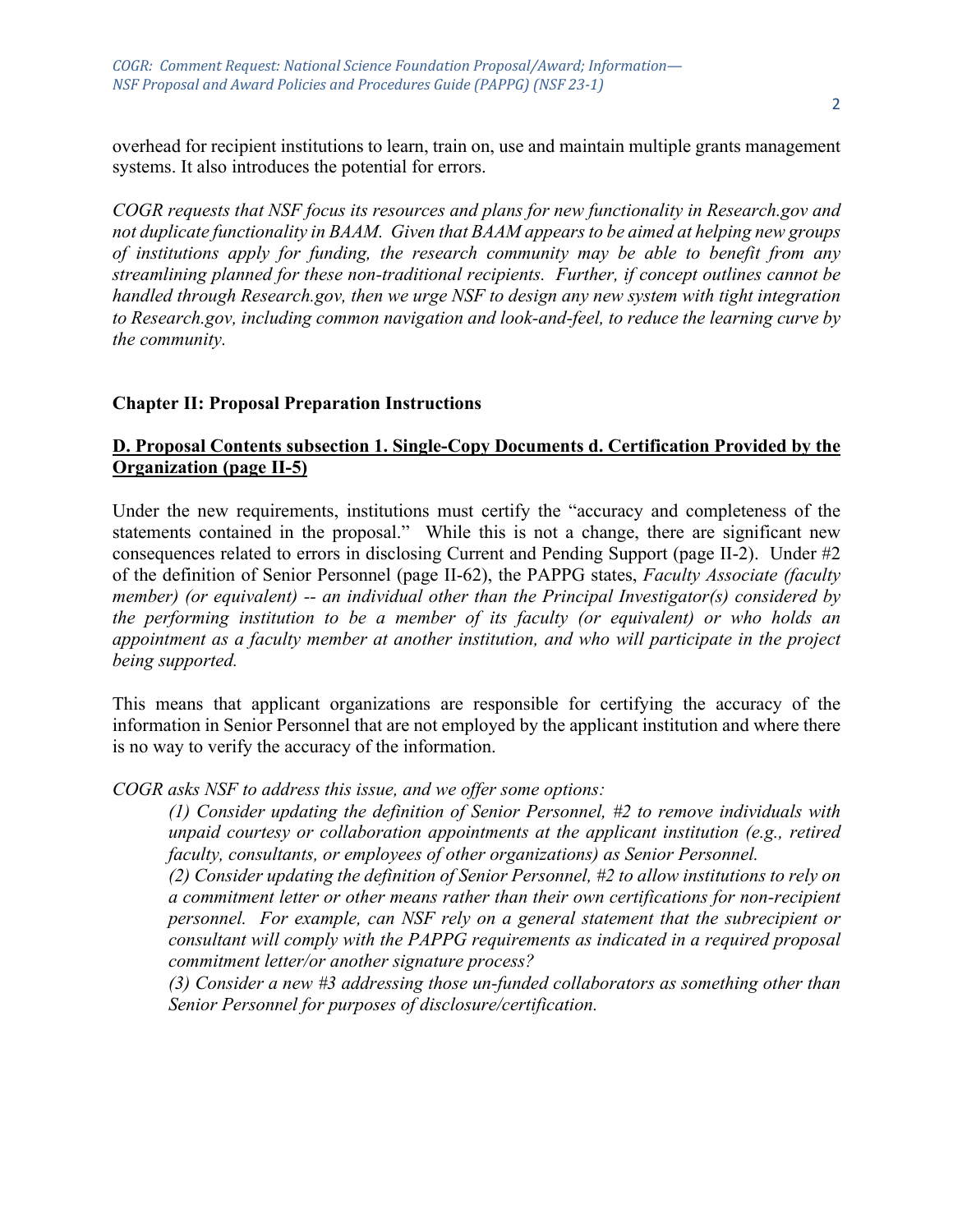overhead for recipient institutions to learn, train on, use and maintain multiple grants management systems. It also introduces the potential for errors.

*COGR requests that NSF focus its resources and plans for new functionality in Research.gov and not duplicate functionality in BAAM. Given that BAAM appears to be aimed at helping new groups of institutions apply for funding, the research community may be able to benefit from any streamlining planned for these non-traditional recipients. Further, if concept outlines cannot be handled through Research.gov, then we urge NSF to design any new system with tight integration to Research.gov, including common navigation and look-and-feel, to reduce the learning curve by the community.*

## Chapter II: Proposal Preparation Instructions

### D. Proposal Contents subsection 1. Single-Copy Documents d. Certification Provided by the Organization (page II-5)

Under the new requirements, institutions must certify the "accuracy and completeness of the statements contained in the proposal." While this is not a change, there are significant new consequences related to errors in disclosing Current and Pending Support (page II-2). Under #2 of the definition of Senior Personnel (page II-62), the PAPPG states, *Faculty Associate (faculty member) (or equivalent) -- an individual other than the Principal Investigator(s) considered by the performing institution to be a member of its faculty (or equivalent) or who holds an appointment as a faculty member at another institution, and who will participate in the project being supported.*

This means that applicant organizations are responsible for certifying the accuracy of the information in Senior Personnel that are not employed by the applicant institution and where there is no way to verify the accuracy of the information.

*COGR asks NSF to address this issue, and we offer some options:*

> *(1) Consider updating the definition of Senior Personnel, #2 to remove individuals with unpaid courtesy or collaboration appointments at the applicant institution (e.g., retired faculty, consultants, or employees of other organizations) as Senior Personnel.*
>
> *(2) Consider updating the definition of Senior Personnel, #2 to allow institutions to rely on a commitment letter or other means rather than their own certifications for non-recipient personnel. For example, can NSF rely on a general statement that the subrecipient or consultant will comply with the PAPPG requirements as indicated in a required proposal commitment letter/or another signature process?*
>
> *(3) Consider a new #3 addressing those un-funded collaborators as something other than Senior Personnel for purposes of disclosure/certification.*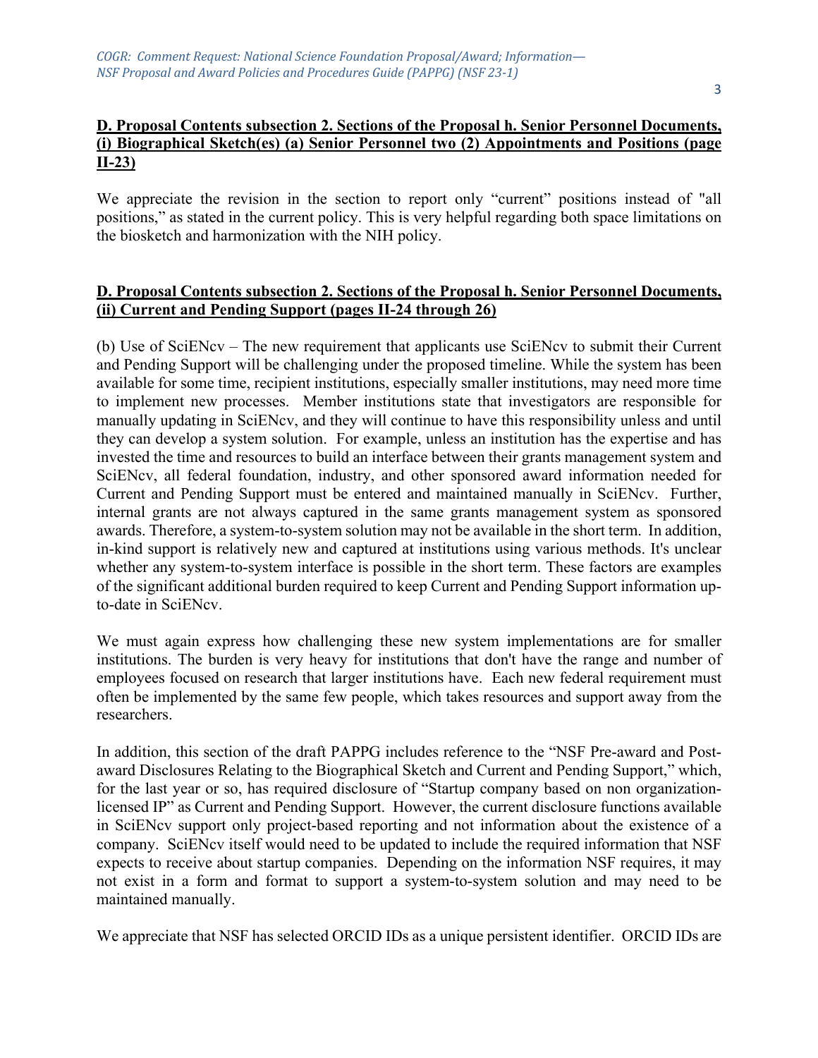**D. Proposal Contents subsection 2. Sections of the Proposal h. Senior Personnel Documents, (i) Biographical Sketch(es) (a) Senior Personnel two (2) Appointments and Positions (page II-23)**

We appreciate the revision in the section to report only "current" positions instead of "all positions," as stated in the current policy. This is very helpful regarding both space limitations on the biosketch and harmonization with the NIH policy.

**D. Proposal Contents subsection 2. Sections of the Proposal h. Senior Personnel Documents, (ii) Current and Pending Support (pages II-24 through 26)**

(b) Use of SciENcv – The new requirement that applicants use SciENcv to submit their Current and Pending Support will be challenging under the proposed timeline. While the system has been available for some time, recipient institutions, especially smaller institutions, may need more time to implement new processes. Member institutions state that investigators are responsible for manually updating in SciENcv, and they will continue to have this responsibility unless and until they can develop a system solution. For example, unless an institution has the expertise and has invested the time and resources to build an interface between their grants management system and SciENcv, all federal foundation, industry, and other sponsored award information needed for Current and Pending Support must be entered and maintained manually in SciENcv. Further, internal grants are not always captured in the same grants management system as sponsored awards. Therefore, a system-to-system solution may not be available in the short term. In addition, in-kind support is relatively new and captured at institutions using various methods. It's unclear whether any system-to-system interface is possible in the short term. These factors are examples of the significant additional burden required to keep Current and Pending Support information up-to-date in SciENcv.

We must again express how challenging these new system implementations are for smaller institutions. The burden is very heavy for institutions that don't have the range and number of employees focused on research that larger institutions have. Each new federal requirement must often be implemented by the same few people, which takes resources and support away from the researchers.

In addition, this section of the draft PAPPG includes reference to the "NSF Pre-award and Post-award Disclosures Relating to the Biographical Sketch and Current and Pending Support," which, for the last year or so, has required disclosure of "Startup company based on non organization-licensed IP" as Current and Pending Support. However, the current disclosure functions available in SciENcv support only project-based reporting and not information about the existence of a company. SciENcv itself would need to be updated to include the required information that NSF expects to receive about startup companies. Depending on the information NSF requires, it may not exist in a form and format to support a system-to-system solution and may need to be maintained manually.

We appreciate that NSF has selected ORCID IDs as a unique persistent identifier. ORCID IDs are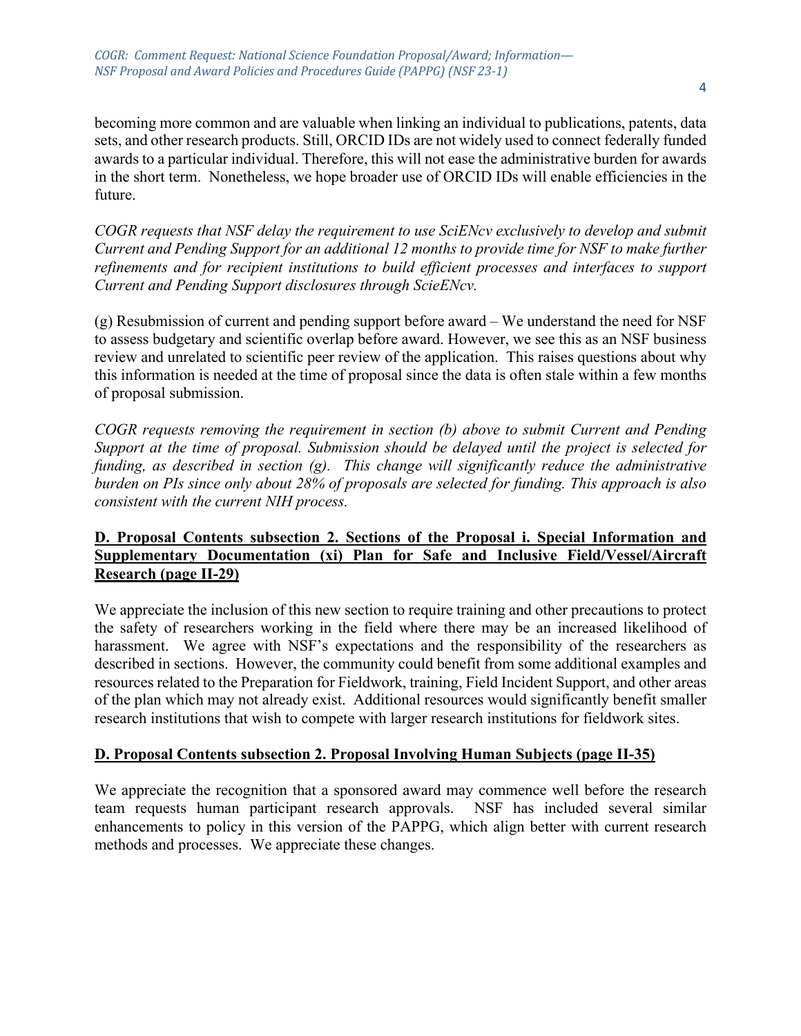becoming more common and are valuable when linking an individual to publications, patents, data sets, and other research products. Still, ORCID IDs are not widely used to connect federally funded awards to a particular individual. Therefore, this will not ease the administrative burden for awards in the short term. Nonetheless, we hope broader use of ORCID IDs will enable efficiencies in the future.

*COGR requests that NSF delay the requirement to use SciENcv exclusively to develop and submit Current and Pending Support for an additional 12 months to provide time for NSF to make further refinements and for recipient institutions to build efficient processes and interfaces to support Current and Pending Support disclosures through ScieENcv.*

(g) Resubmission of current and pending support before award – We understand the need for NSF to assess budgetary and scientific overlap before award. However, we see this as an NSF business review and unrelated to scientific peer review of the application. This raises questions about why this information is needed at the time of proposal since the data is often stale within a few months of proposal submission.

*COGR requests removing the requirement in section (b) above to submit Current and Pending Support at the time of proposal. Submission should be delayed until the project is selected for funding, as described in section (g). This change will significantly reduce the administrative burden on PIs since only about 28% of proposals are selected for funding. This approach is also consistent with the current NIH process.*

**D. Proposal Contents subsection 2. Sections of the Proposal i. Special Information and Supplementary Documentation (xi) Plan for Safe and Inclusive Field/Vessel/Aircraft Research (page II-29)**

We appreciate the inclusion of this new section to require training and other precautions to protect the safety of researchers working in the field where there may be an increased likelihood of harassment. We agree with NSF's expectations and the responsibility of the researchers as described in sections. However, the community could benefit from some additional examples and resources related to the Preparation for Fieldwork, training, Field Incident Support, and other areas of the plan which may not already exist. Additional resources would significantly benefit smaller research institutions that wish to compete with larger research institutions for fieldwork sites.

**D. Proposal Contents subsection 2. Proposal Involving Human Subjects (page II-35)**

We appreciate the recognition that a sponsored award may commence well before the research team requests human participant research approvals. NSF has included several similar enhancements to policy in this version of the PAPPG, which align better with current research methods and processes. We appreciate these changes.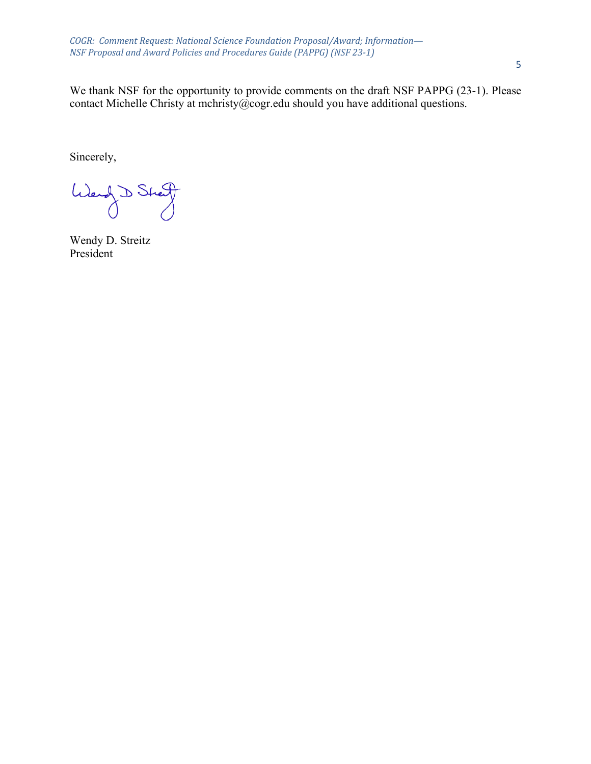We thank NSF for the opportunity to provide comments on the draft NSF PAPPG (23-1). Please contact Michelle Christy at mchristy@cogr.edu should you have additional questions.

Sincerely,

Wendy D. Streitz
President